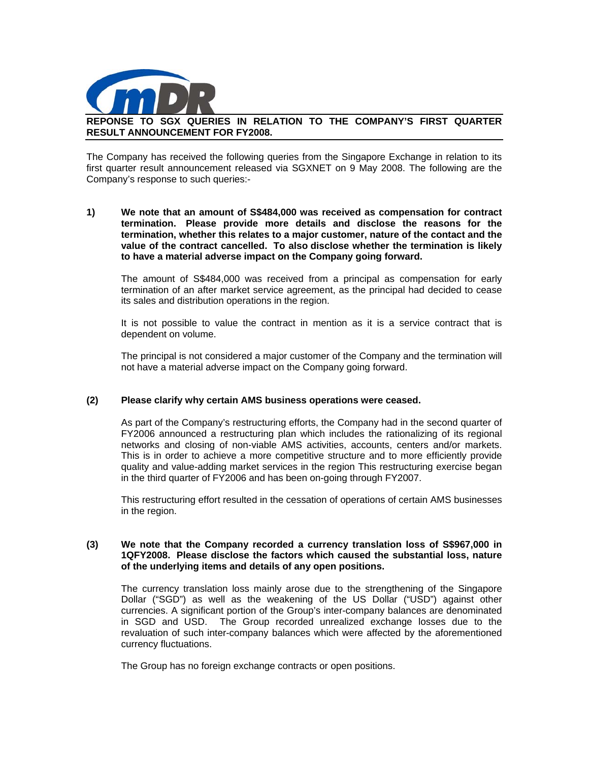mDR

# REPONSE TO SGX QUERIES IN RELATION TO THE COMPANY'S FIRST QUARTER RESULT ANNOUNCEMENT FOR FY2008.

The Company has received the following queries from the Singapore Exchange in relation to its first quarter result announcement released via SGXNET on 9 May 2008. The following are the Company's response to such queries:-

**1) We note that an amount of S$484,000 was received as compensation for contract termination. Please provide more details and disclose the reasons for the termination, whether this relates to a major customer, nature of the contact and the value of the contract cancelled. To also disclose whether the termination is likely to have a material adverse impact on the Company going forward.**

The amount of S$484,000 was received from a principal as compensation for early termination of an after market service agreement, as the principal had decided to cease its sales and distribution operations in the region.

It is not possible to value the contract in mention as it is a service contract that is dependent on volume.

The principal is not considered a major customer of the Company and the termination will not have a material adverse impact on the Company going forward.

**(2) Please clarify why certain AMS business operations were ceased.**

As part of the Company's restructuring efforts, the Company had in the second quarter of FY2006 announced a restructuring plan which includes the rationalizing of its regional networks and closing of non-viable AMS activities, accounts, centers and/or markets. This is in order to achieve a more competitive structure and to more efficiently provide quality and value-adding market services in the region This restructuring exercise began in the third quarter of FY2006 and has been on-going through FY2007.

This restructuring effort resulted in the cessation of operations of certain AMS businesses in the region.

**(3) We note that the Company recorded a currency translation loss of S$967,000 in 1QFY2008. Please disclose the factors which caused the substantial loss, nature of the underlying items and details of any open positions.**

The currency translation loss mainly arose due to the strengthening of the Singapore Dollar ("SGD") as well as the weakening of the US Dollar ("USD") against other currencies. A significant portion of the Group's inter-company balances are denominated in SGD and USD. The Group recorded unrealized exchange losses due to the revaluation of such inter-company balances which were affected by the aforementioned currency fluctuations.

The Group has no foreign exchange contracts or open positions.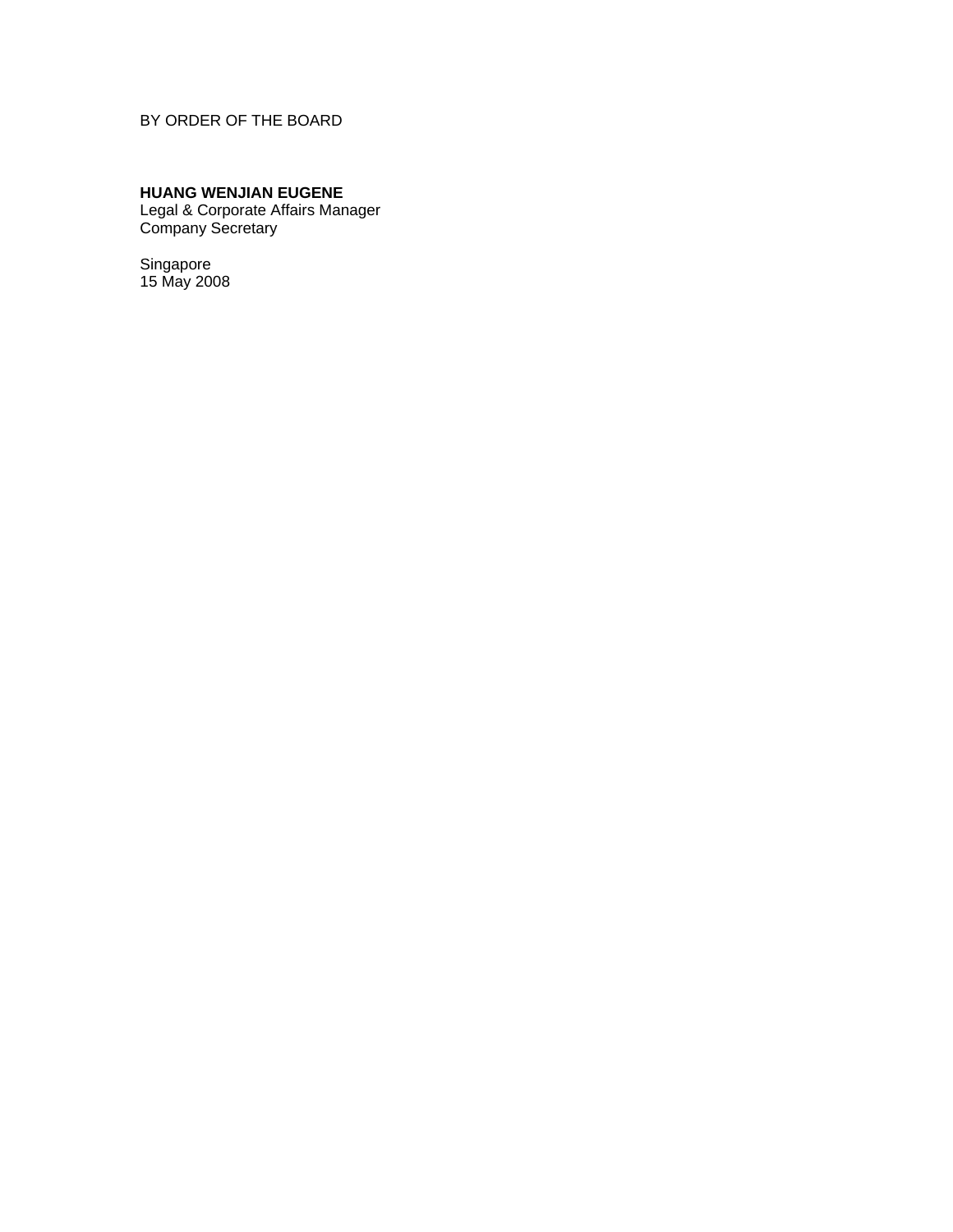BY ORDER OF THE BOARD

**HUANG WENJIAN EUGENE**
Legal & Corporate Affairs Manager
Company Secretary

Singapore
15 May 2008